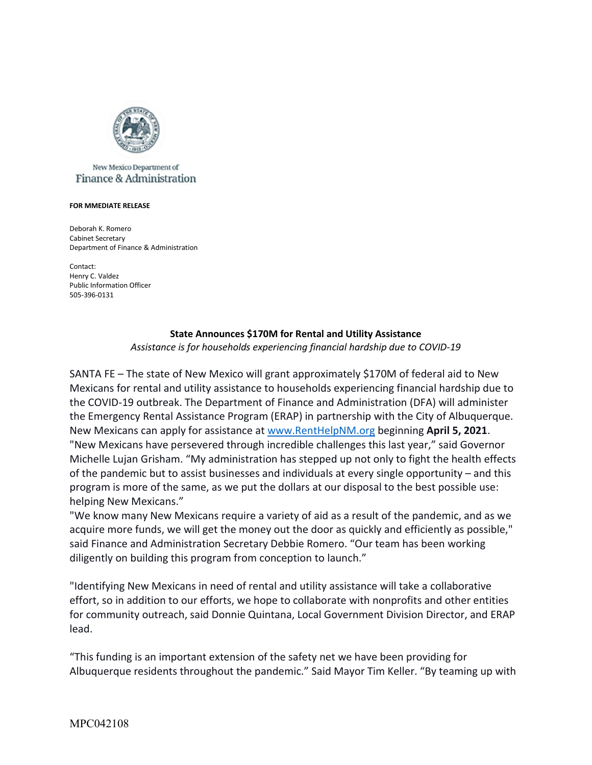New Mexico Department of
Finance & Administration

**FOR MMEDIATE RELEASE**

Deborah K. Romero
Cabinet Secretary
Department of Finance & Administration

Contact:
Henry C. Valdez
Public Information Officer
505-396-0131

**State Announces $170M for Rental and Utility Assistance**

*Assistance is for households experiencing financial hardship due to COVID-19*

SANTA FE – The state of New Mexico will grant approximately $170M of federal aid to New Mexicans for rental and utility assistance to households experiencing financial hardship due to the COVID-19 outbreak. The Department of Finance and Administration (DFA) will administer the Emergency Rental Assistance Program (ERAP) in partnership with the City of Albuquerque. New Mexicans can apply for assistance at www.RentHelpNM.org beginning **April 5, 2021**.
"New Mexicans have persevered through incredible challenges this last year," said Governor Michelle Lujan Grisham. "My administration has stepped up not only to fight the health effects of the pandemic but to assist businesses and individuals at every single opportunity – and this program is more of the same, as we put the dollars at our disposal to the best possible use: helping New Mexicans."
"We know many New Mexicans require a variety of aid as a result of the pandemic, and as we acquire more funds, we will get the money out the door as quickly and efficiently as possible," said Finance and Administration Secretary Debbie Romero. "Our team has been working diligently on building this program from conception to launch."

"Identifying New Mexicans in need of rental and utility assistance will take a collaborative effort, so in addition to our efforts, we hope to collaborate with nonprofits and other entities for community outreach, said Donnie Quintana, Local Government Division Director, and ERAP lead.

"This funding is an important extension of the safety net we have been providing for Albuquerque residents throughout the pandemic." Said Mayor Tim Keller. "By teaming up with

MPC042108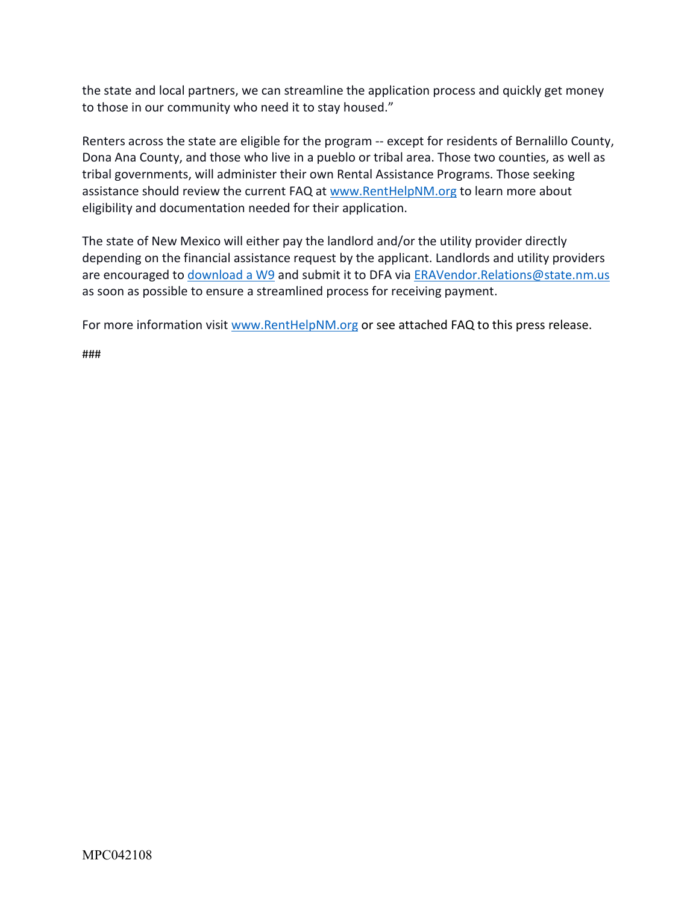the state and local partners, we can streamline the application process and quickly get money to those in our community who need it to stay housed."

Renters across the state are eligible for the program -- except for residents of Bernalillo County, Dona Ana County, and those who live in a pueblo or tribal area. Those two counties, as well as tribal governments, will administer their own Rental Assistance Programs. Those seeking assistance should review the current FAQ at www.RentHelpNM.org to learn more about eligibility and documentation needed for their application.

The state of New Mexico will either pay the landlord and/or the utility provider directly depending on the financial assistance request by the applicant. Landlords and utility providers are encouraged to download a W9 and submit it to DFA via ERAVendor.Relations@state.nm.us as soon as possible to ensure a streamlined process for receiving payment.

For more information visit www.RentHelpNM.org or see attached FAQ to this press release.

###

MPC042108